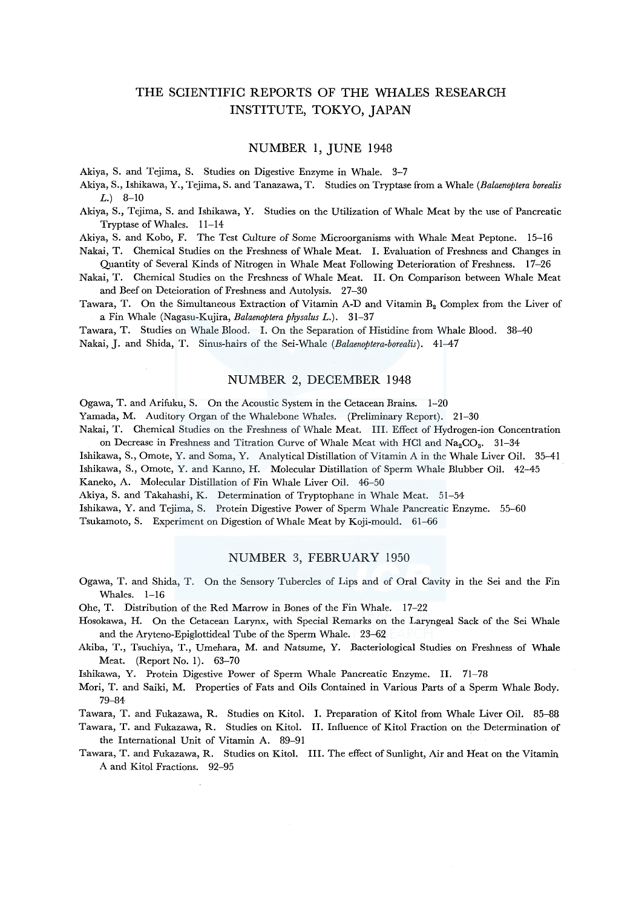# THE SCIENTIFIC REPORTS OF THE WHALES RESEARCH INSTITUTE, TOKYO, JAPAN

## NUMBER 1, JUNE 1948

Akiya, S. and Tejima, S. Studies on Digestive Enzyme in Whale. 3–7

Akiya, S., Ishikawa, Y., Tejima, S. and Tanazawa, T. Studies on Tryptase from a Whale (*Balaenoptera borealis L.*) 8–10

Akiya, S., Tejima, S. and Ishikawa, Y. Studies on the Utilization of Whale Meat by the use of Pancreatic Tryptase of Whales. 11–14

Akiya, S. and Kobo, F. The Test Culture of Some Microorganisms with Whale Meat Peptone. 15–16

Nakai, T. Chemical Studies on the Freshness of Whale Meat. I. Evaluation of Freshness and Changes in Quantity of Several Kinds of Nitrogen in Whale Meat Following Deterioration of Freshness. 17–26

Nakai, T. Chemical Studies on the Freshness of Whale Meat. II. On Comparison between Whale Meat and Beef on Deteioration of Freshness and Autolysis. 27–30

Tawara, T. On the Simultaneous Extraction of Vitamin A-D and Vitamin $B_2$ Complex from the Liver of a Fin Whale (Nagasu-Kujira, *Balaenoptera physalus L.*). 31–37

Tawara, T. Studies on Whale Blood. I. On the Separation of Histidine from Whale Blood. 38–40

Nakai, J. and Shida, T. Sinus-hairs of the Sei-Whale (*Balaenoptera-borealis*). 41–47

## NUMBER 2, DECEMBER 1948

Ogawa, T. and Arifuku, S. On the Acoustic System in the Cetacean Brains. 1–20

Yamada, M. Auditory Organ of the Whalebone Whales. (Preliminary Report). 21–30

Nakai, T. Chemical Studies on the Freshness of Whale Meat. III. Effect of Hydrogen-ion Concentration on Decrease in Freshness and Titration Curve of Whale Meat with HCl and $Na_2CO_3$. 31–34

Ishikawa, S., Omote, Y. and Soma, Y. Analytical Distillation of Vitamin A in the Whale Liver Oil. 35–41

Ishikawa, S., Omote, Y. and Kanno, H. Molecular Distillation of Sperm Whale Blubber Oil. 42–45

Kaneko, A. Molecular Distillation of Fin Whale Liver Oil. 46–50

Akiya, S. and Takahashi, K. Determination of Tryptophane in Whale Meat. 51–54

Ishikawa, Y. and Tejima, S. Protein Digestive Power of Sperm Whale Pancreatic Enzyme. 55–60

Tsukamoto, S. Experiment on Digestion of Whale Meat by Koji-mould. 61–66

## NUMBER 3, FEBRUARY 1950

Ogawa, T. and Shida, T. On the Sensory Tubercles of Lips and of Oral Cavity in the Sei and the Fin Whales. 1–16

Ohe, T. Distribution of the Red Marrow in Bones of the Fin Whale. 17–22

Hosokawa, H. On the Cetacean Larynx, with Special Remarks on the Laryngeal Sack of the Sei Whale and the Aryteno-Epiglottideal Tube of the Sperm Whale. 23–62

Akiba, T., Tsuchiya, T., Umehara, M. and Natsume, Y. Bacteriological Studies on Freshness of Whale Meat. (Report No. 1). 63–70

Ishikawa, Y. Protein Digestive Power of Sperm Whale Pancreatic Enzyme. II. 71–78

Mori, T. and Saiki, M. Properties of Fats and Oils Contained in Various Parts of a Sperm Whale Body. 79–84

Tawara, T. and Fukazawa, R. Studies on Kitol. I. Preparation of Kitol from Whale Liver Oil. 85–88

Tawara, T. and Fukazawa, R. Studies on Kitol. II. Influence of Kitol Fraction on the Determination of the International Unit of Vitamin A. 89–91

Tawara, T. and Fukazawa, R. Studies on Kitol. III. The effect of Sunlight, Air and Heat on the Vitamin A and Kitol Fractions. 92–95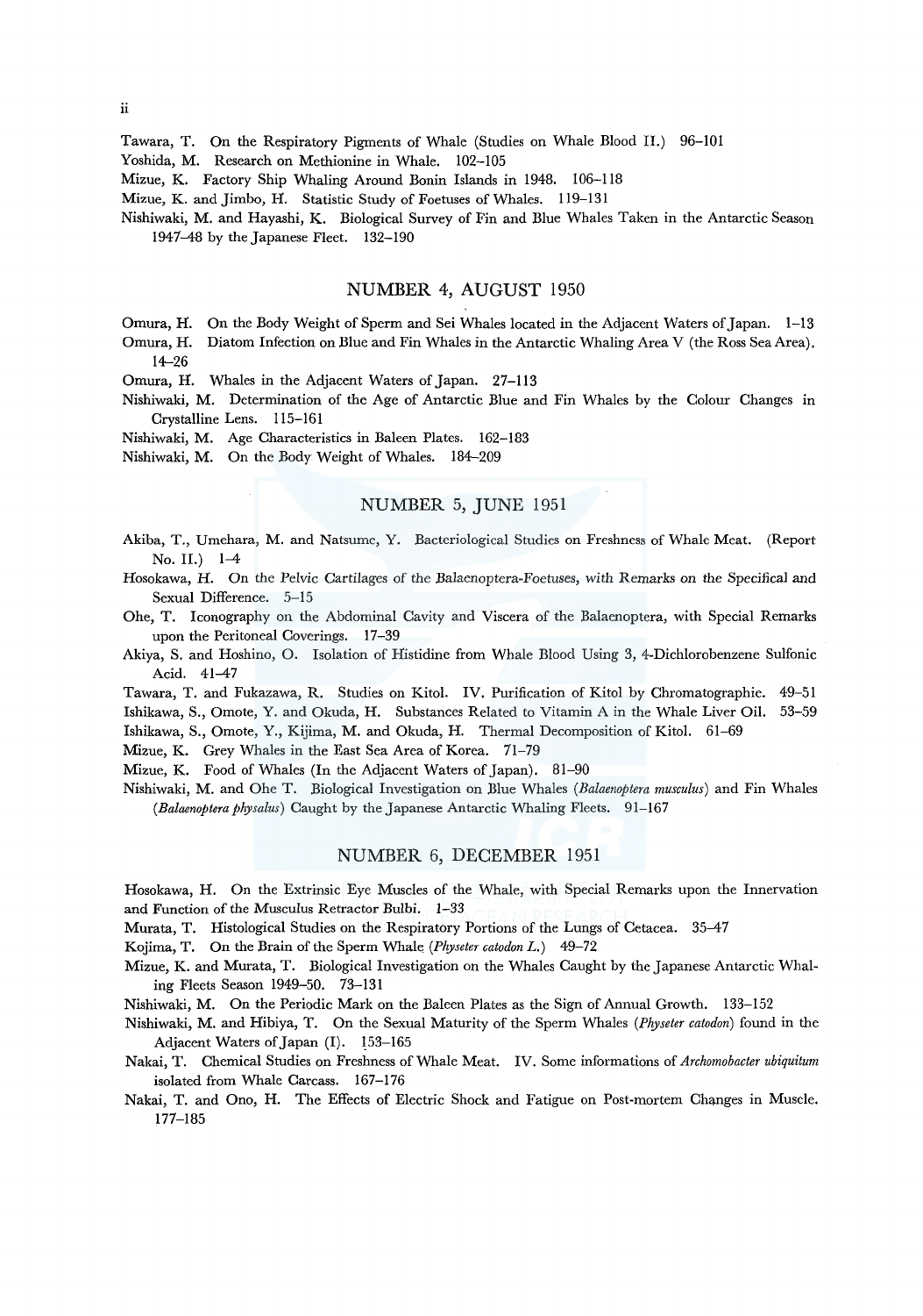Tawara, T. On the Respiratory Pigments of Whale (Studies on Whale Blood II.) 96–101

Yoshida, M. Research on Methionine in Whale. 102–105

Mizue, K. Factory Ship Whaling Around Bonin Islands in 1948. 106–118

Mizue, K. and Jimbo, H. Statistic Study of Foetuses of Whales. 119–131

Nishiwaki, M. and Hayashi, K. Biological Survey of Fin and Blue Whales Taken in the Antarctic Season 1947–48 by the Japanese Fleet. 132–190

## NUMBER 4, AUGUST 1950

Omura, H. On the Body Weight of Sperm and Sei Whales located in the Adjacent Waters of Japan. 1–13

Omura, H. Diatom Infection on Blue and Fin Whales in the Antarctic Whaling Area V (the Ross Sea Area). 14–26

Omura, H. Whales in the Adjacent Waters of Japan. 27–113

Nishiwaki, M. Determination of the Age of Antarctic Blue and Fin Whales by the Colour Changes in Crystalline Lens. 115–161

Nishiwaki, M. Age Characteristics in Baleen Plates. 162–183

Nishiwaki, M. On the Body Weight of Whales. 184–209

## NUMBER 5, JUNE 1951

Akiba, T., Umehara, M. and Natsume, Y. Bacteriological Studies on Freshness of Whale Meat. (Report No. II.) 1–4

Hosokawa, H. On the Pelvic Cartilages of the Balaenoptera-Foetuses, with Remarks on the Specifical and Sexual Difference. 5–15

Ohe, T. Iconography on the Abdominal Cavity and Viscera of the Balaenoptera, with Special Remarks upon the Peritoneal Coverings. 17–39

Akiya, S. and Hoshino, O. Isolation of Histidine from Whale Blood Using 3, 4-Dichlorobenzene Sulfonic Acid. 41–47

Tawara, T. and Fukazawa, R. Studies on Kitol. IV. Purification of Kitol by Chromatographie. 49–51

Ishikawa, S., Omote, Y. and Okuda, H. Substances Related to Vitamin A in the Whale Liver Oil. 53–59

Ishikawa, S., Omote, Y., Kijima, M. and Okuda, H. Thermal Decomposition of Kitol. 61–69

Mizue, K. Grey Whales in the East Sea Area of Korea. 71–79

Mizue, K. Food of Whales (In the Adjacent Waters of Japan). 81–90

Nishiwaki, M. and Ohe T. Biological Investigation on Blue Whales (*Balaenoptera musculus*) and Fin Whales (*Balaenoptera physalus*) Caught by the Japanese Antarctic Whaling Fleets. 91–167

## NUMBER 6, DECEMBER 1951

Hosokawa, H. On the Extrinsic Eye Muscles of the Whale, with Special Remarks upon the Innervation and Function of the Musculus Retractor Bulbi. 1–33

Murata, T. Histological Studies on the Respiratory Portions of the Lungs of Cetacea. 35–47

Kojima, T. On the Brain of the Sperm Whale (*Physeter catodon L.*) 49–72

Mizue, K. and Murata, T. Biological Investigation on the Whales Caught by the Japanese Antarctic Whaling Fleets Season 1949–50. 73–131

Nishiwaki, M. On the Periodic Mark on the Baleen Plates as the Sign of Annual Growth. 133–152

Nishiwaki, M. and Hibiya, T. On the Sexual Maturity of the Sperm Whales (*Physeter catodon*) found in the Adjacent Waters of Japan (I). 153–165

Nakai, T. Chemical Studies on Freshness of Whale Meat. IV. Some informations of *Archomobacter ubiquitum* isolated from Whale Carcass. 167–176

Nakai, T. and Ono, H. The Effects of Electric Shock and Fatigue on Post-mortem Changes in Muscle. 177–185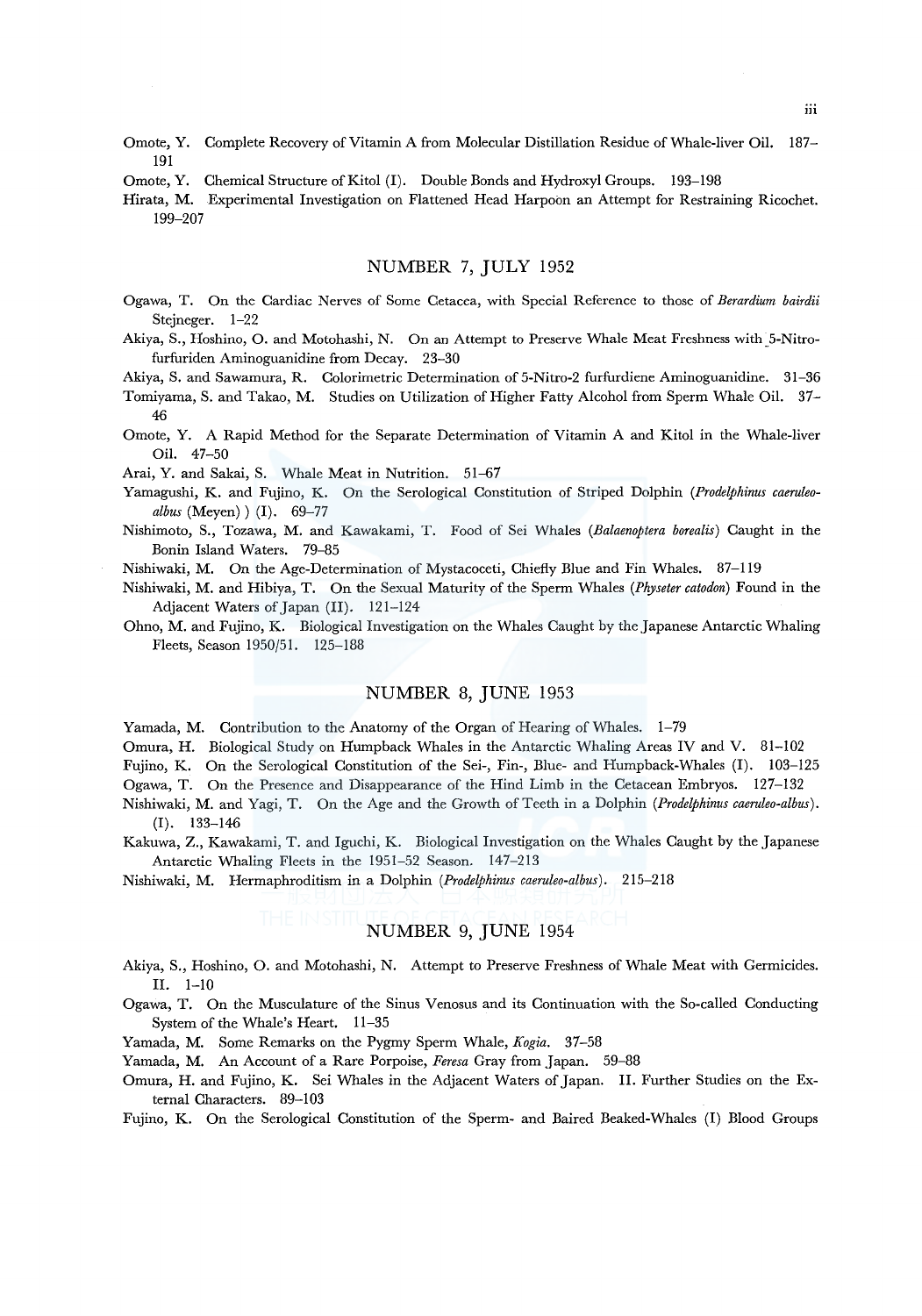Omote, Y. Complete Recovery of Vitamin A from Molecular Distillation Residue of Whale-liver Oil. 187–191

Omote, Y. Chemical Structure of Kitol (I). Double Bonds and Hydroxyl Groups. 193–198

Hirata, M. Experimental Investigation on Flattened Head Harpoon an Attempt for Restraining Ricochet. 199–207

## NUMBER 7, JULY 1952

Ogawa, T. On the Cardiac Nerves of Some Cetacea, with Special Reference to those of *Berardium bairdii* Stejneger. 1–22

Akiya, S., Hoshino, O. and Motohashi, N. On an Attempt to Preserve Whale Meat Freshness with 5-Nitrofurfuriden Aminoguanidine from Decay. 23–30

Akiya, S. and Sawamura, R. Colorimetric Determination of 5-Nitro-2 furfurdiene Aminoguanidine. 31–36

Tomiyama, S. and Takao, M. Studies on Utilization of Higher Fatty Alcohol from Sperm Whale Oil. 37–46

Omote, Y. A Rapid Method for the Separate Determination of Vitamin A and Kitol in the Whale-liver Oil. 47–50

Arai, Y. and Sakai, S. Whale Meat in Nutrition. 51–67

Yamagushi, K. and Fujino, K. On the Serological Constitution of Striped Dolphin (*Prodelphinus caeruleoalbus* (Meyen) ) (I). 69–77

Nishimoto, S., Tozawa, M. and Kawakami, T. Food of Sei Whales (*Balaenoptera borealis*) Caught in the Bonin Island Waters. 79–85

Nishiwaki, M. On the Age-Determination of Mystacoceti, Chiefly Blue and Fin Whales. 87–119

Nishiwaki, M. and Hibiya, T. On the Sexual Maturity of the Sperm Whales (*Physeter catodon*) Found in the Adjacent Waters of Japan (II). 121–124

Ohno, M. and Fujino, K. Biological Investigation on the Whales Caught by the Japanese Antarctic Whaling Fleets, Season 1950/51. 125–188

## NUMBER 8, JUNE 1953

Yamada, M. Contribution to the Anatomy of the Organ of Hearing of Whales. 1–79

Omura, H. Biological Study on Humpback Whales in the Antarctic Whaling Areas IV and V. 81–102

Fujino, K. On the Serological Constitution of the Sei-, Fin-, Blue- and Humpback-Whales (I). 103–125

Ogawa, T. On the Presence and Disappearance of the Hind Limb in the Cetacean Embryos. 127–132

Nishiwaki, M. and Yagi, T. On the Age and the Growth of Teeth in a Dolphin (*Prodelphinus caeruleo-albus*). (I). 133–146

Kakuwa, Z., Kawakami, T. and Iguchi, K. Biological Investigation on the Whales Caught by the Japanese Antarctic Whaling Fleets in the 1951–52 Season. 147–213

Nishiwaki, M. Hermaphroditism in a Dolphin (*Prodelphinus caeruleo-albus*). 215–218

## NUMBER 9, JUNE 1954

Akiya, S., Hoshino, O. and Motohashi, N. Attempt to Preserve Freshness of Whale Meat with Germicides. II. 1–10

Ogawa, T. On the Musculature of the Sinus Venosus and its Continuation with the So-called Conducting System of the Whale's Heart. 11–35

Yamada, M. Some Remarks on the Pygmy Sperm Whale, *Kogia*. 37–58

Yamada, M. An Account of a Rare Porpoise, *Feresa* Gray from Japan. 59–88

Omura, H. and Fujino, K. Sei Whales in the Adjacent Waters of Japan. II. Further Studies on the External Characters. 89–103

Fujino, K. On the Serological Constitution of the Sperm- and Baired Beaked-Whales (I) Blood Groups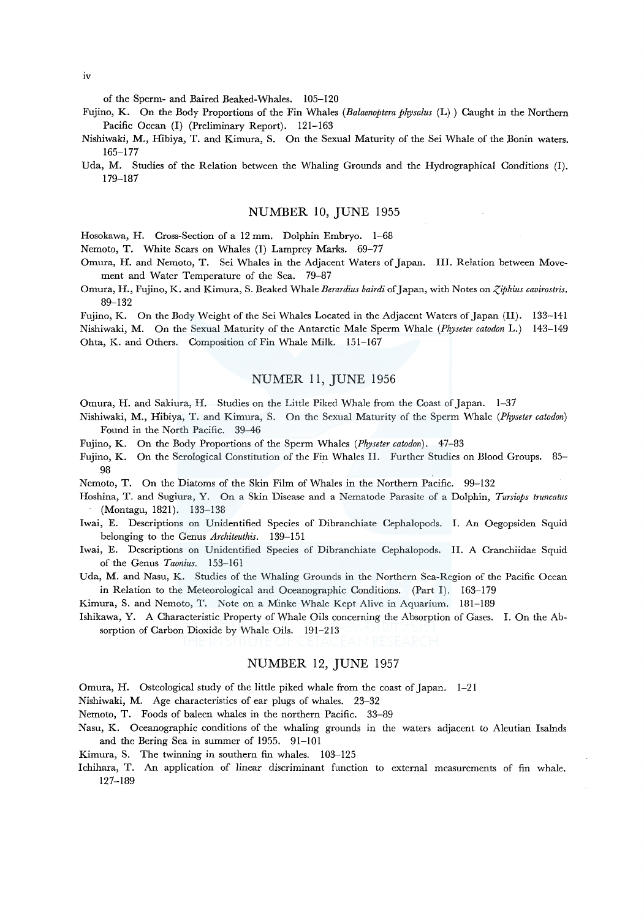of the Sperm- and Baired Beaked-Whales. 105–120

Fujino, K. On the Body Proportions of the Fin Whales (*Balaenoptera physalus* (L) ) Caught in the Northern Pacific Ocean (I) (Preliminary Report). 121–163

Nishiwaki, M., Hibiya, T. and Kimura, S. On the Sexual Maturity of the Sei Whale of the Bonin waters. 165–177

Uda, M. Studies of the Relation between the Whaling Grounds and the Hydrographical Conditions (I). 179–187

## NUMBER 10, JUNE 1955

Hosokawa, H. Cross-Section of a 12 mm. Dolphin Embryo. 1–68

Nemoto, T. White Scars on Whales (I) Lamprey Marks. 69–77

Omura, H. and Nemoto, T. Sei Whales in the Adjacent Waters of Japan. III. Relation between Movement and Water Temperature of the Sea. 79–87

Omura, H., Fujino, K. and Kimura, S. Beaked Whale *Berardius bairdi* of Japan, with Notes on *Ziphius cavirostris*. 89–132

Fujino, K. On the Body Weight of the Sei Whales Located in the Adjacent Waters of Japan (II). 133–141

Nishiwaki, M. On the Sexual Maturity of the Antarctic Male Sperm Whale (*Physeter catodon* L.) 143–149

Ohta, K. and Others. Composition of Fin Whale Milk. 151–167

## NUMER 11, JUNE 1956

Omura, H. and Sakiura, H. Studies on the Little Piked Whale from the Coast of Japan. 1–37

Nishiwaki, M., Hibiya, T. and Kimura, S. On the Sexual Maturity of the Sperm Whale (*Physeter catodon*) Found in the North Pacific. 39–46

Fujino, K. On the Body Proportions of the Sperm Whales (*Physeter catodon*). 47–83

Fujino, K. On the Serological Constitution of the Fin Whales II. Further Studies on Blood Groups. 85–98

Nemoto, T. On the Diatoms of the Skin Film of Whales in the Northern Pacific. 99–132

Hoshina, T. and Sugiura, Y. On a Skin Disease and a Nematode Parasite of a Dolphin, *Tursiops truncatus* (Montagu, 1821). 133–138

Iwai, E. Descriptions on Unidentified Species of Dibranchiate Cephalopods. I. An Oegopsiden Squid belonging to the Genus *Architeuthis*. 139–151

Iwai, E. Descriptions on Unidentified Species of Dibranchiate Cephalopods. II. A Cranchiidae Squid of the Genus *Taonius*. 153–161

Uda, M. and Nasu, K. Studies of the Whaling Grounds in the Northern Sea-Region of the Pacific Ocean in Relation to the Meteorological and Oceanographic Conditions. (Part I). 163–179

Kimura, S. and Nemoto, T. Note on a Minke Whale Kept Alive in Aquarium. 181–189

Ishikawa, Y. A Characteristic Property of Whale Oils concerning the Absorption of Gases. I. On the Absorption of Carbon Dioxide by Whale Oils. 191–213

## NUMBER 12, JUNE 1957

Omura, H. Osteological study of the little piked whale from the coast of Japan. 1–21

Nishiwaki, M. Age characteristics of ear plugs of whales. 23–32

Nemoto, T. Foods of baleen whales in the northern Pacific. 33–89

Nasu, K. Oceanographic conditions of the whaling grounds in the waters adjacent to Aleutian Isalnds and the Bering Sea in summer of 1955. 91–101

Kimura, S. The twinning in southern fin whales. 103–125

Ichihara, T. An application of linear discriminant function to external measurements of fin whale. 127–189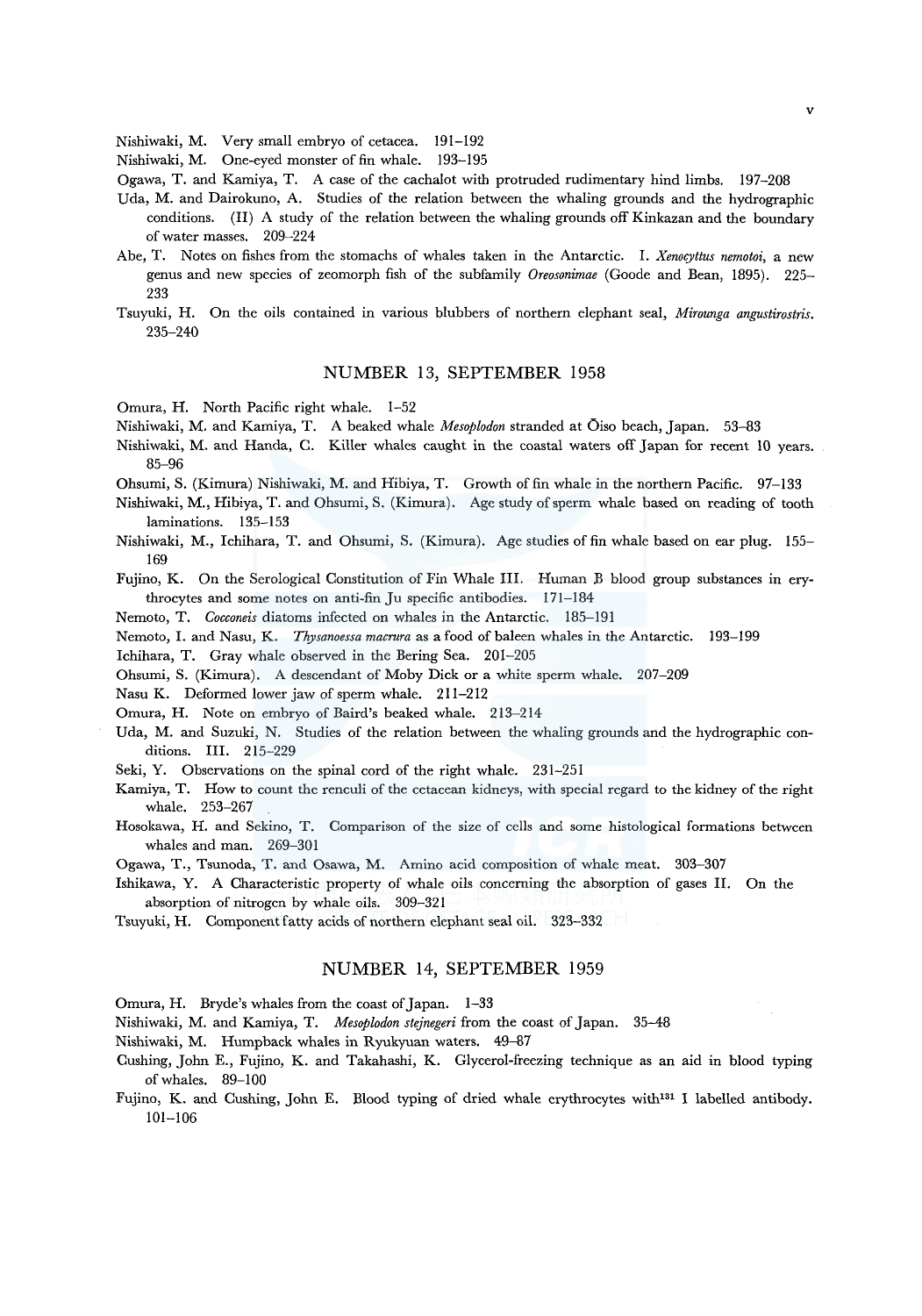Nishiwaki, M. Very small embryo of cetacea. 191–192

Nishiwaki, M. One-eyed monster of fin whale. 193–195

Ogawa, T. and Kamiya, T. A case of the cachalot with protruded rudimentary hind limbs. 197–208

Uda, M. and Dairokuno, A. Studies of the relation between the whaling grounds and the hydrographic conditions. (II) A study of the relation between the whaling grounds off Kinkazan and the boundary of water masses. 209–224

Abe, T. Notes on fishes from the stomachs of whales taken in the Antarctic. I. *Xenocyttus nemotoi*, a new genus and new species of zeomorph fish of the subfamily *Oreosonimae* (Goode and Bean, 1895). 225–233

Tsuyuki, H. On the oils contained in various blubbers of northern elephant seal, *Mirounga angustirostris*. 235–240

## NUMBER 13, SEPTEMBER 1958

Omura, H. North Pacific right whale. 1–52

Nishiwaki, M. and Kamiya, T. A beaked whale *Mesoplodon* stranded at Ōiso beach, Japan. 53–83

Nishiwaki, M. and Handa, C. Killer whales caught in the coastal waters off Japan for recent 10 years. 85–96

Ohsumi, S. (Kimura) Nishiwaki, M. and Hibiya, T. Growth of fin whale in the northern Pacific. 97–133

Nishiwaki, M., Hibiya, T. and Ohsumi, S. (Kimura). Age study of sperm whale based on reading of tooth laminations. 135–153

Nishiwaki, M., Ichihara, T. and Ohsumi, S. (Kimura). Age studies of fin whale based on ear plug. 155–169

Fujino, K. On the Serological Constitution of Fin Whale III. Human B blood group substances in erythrocytes and some notes on anti-fin Ju specific antibodies. 171–184

Nemoto, T. *Cocconeis* diatoms infected on whales in the Antarctic. 185–191

Nemoto, I. and Nasu, K. *Thysanoessa macrura* as a food of baleen whales in the Antarctic. 193–199

Ichihara, T. Gray whale observed in the Bering Sea. 201–205

Ohsumi, S. (Kimura). A descendant of Moby Dick or a white sperm whale. 207–209

Nasu K. Deformed lower jaw of sperm whale. 211–212

Omura, H. Note on embryo of Baird's beaked whale. 213–214

Uda, M. and Suzuki, N. Studies of the relation between the whaling grounds and the hydrographic conditions. III. 215–229

Seki, Y. Observations on the spinal cord of the right whale. 231–251

Kamiya, T. How to count the renculi of the cetacean kidneys, with special regard to the kidney of the right whale. 253–267

Hosokawa, H. and Sekino, T. Comparison of the size of cells and some histological formations between whales and man. 269–301

Ogawa, T., Tsunoda, T. and Osawa, M. Amino acid composition of whale meat. 303–307

Ishikawa, Y. A Characteristic property of whale oils concerning the absorption of gases II. On the absorption of nitrogen by whale oils. 309–321

Tsuyuki, H. Component fatty acids of northern elephant seal oil. 323–332

## NUMBER 14, SEPTEMBER 1959

Omura, H. Bryde's whales from the coast of Japan. 1–33

Nishiwaki, M. and Kamiya, T. *Mesoplodon stejnegeri* from the coast of Japan. 35–48

Nishiwaki, M. Humpback whales in Ryukyuan waters. 49–87

Cushing, John E., Fujino, K. and Takahashi, K. Glycerol-freezing technique as an aid in blood typing of whales. 89–100

Fujino, K. and Cushing, John E. Blood typing of dried whale erythrocytes with $^{131}$I labelled antibody. 101–106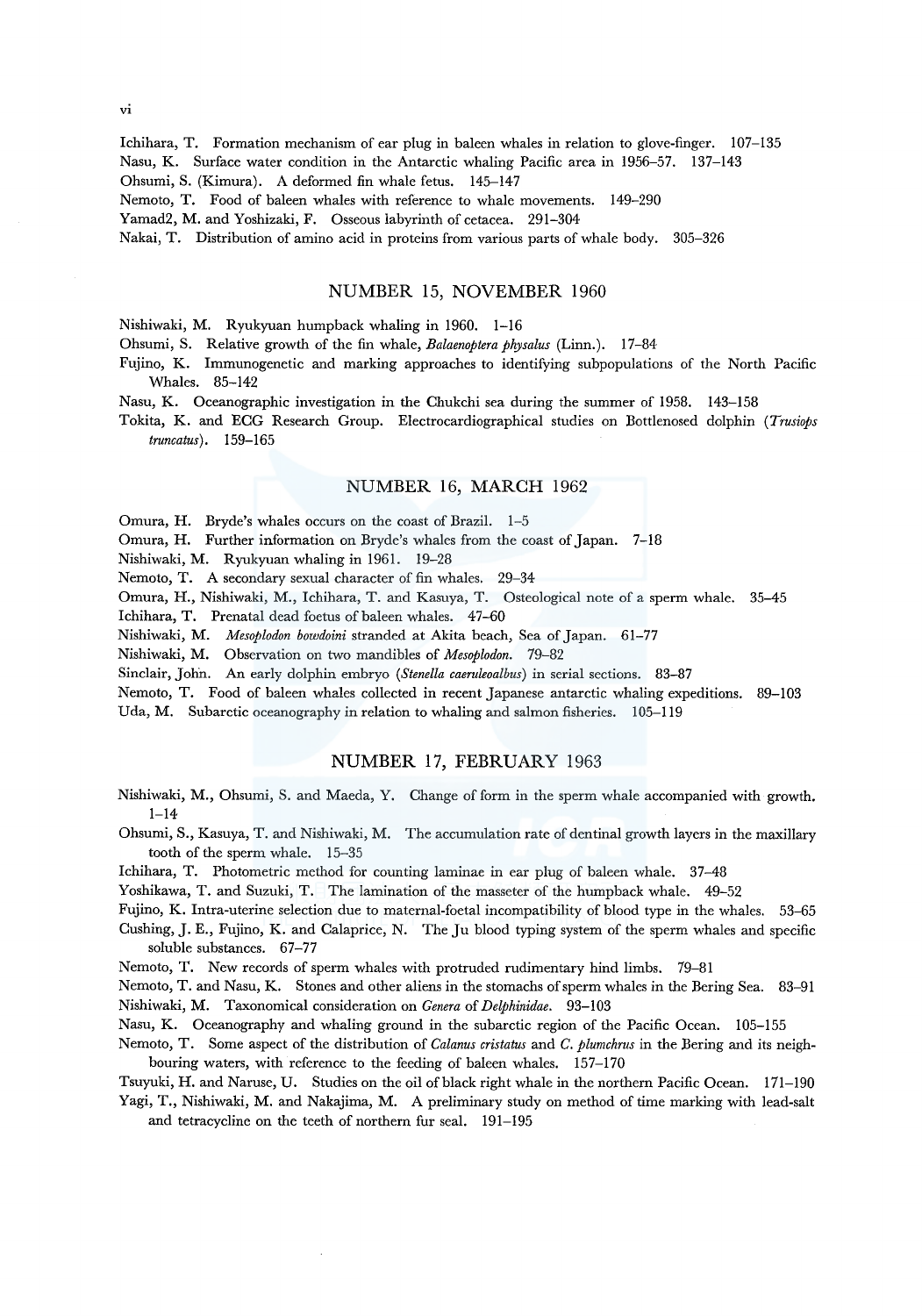Ichihara, T. Formation mechanism of ear plug in baleen whales in relation to glove-finger. 107–135
Nasu, K. Surface water condition in the Antarctic whaling Pacific area in 1956–57. 137–143
Ohsumi, S. (Kimura). A deformed fin whale fetus. 145–147
Nemoto, T. Food of baleen whales with reference to whale movements. 149–290
Yamad2, M. and Yoshizaki, F. Osseous labyrinth of cetacea. 291–304
Nakai, T. Distribution of amino acid in proteins from various parts of whale body. 305–326

## NUMBER 15, NOVEMBER 1960

Nishiwaki, M. Ryukyuan humpback whaling in 1960. 1–16
Ohsumi, S. Relative growth of the fin whale, *Balaenoptera physalus* (Linn.). 17–84
Fujino, K. Immunogenetic and marking approaches to identifying subpopulations of the North Pacific Whales. 85–142
Nasu, K. Oceanographic investigation in the Chukchi sea during the summer of 1958. 143–158
Tokita, K. and ECG Research Group. Electrocardiographical studies on Bottlenosed dolphin (*Trusiops truncatus*). 159–165

## NUMBER 16, MARCH 1962

Omura, H. Bryde's whales occurs on the coast of Brazil. 1–5
Omura, H. Further information on Bryde's whales from the coast of Japan. 7–18
Nishiwaki, M. Ryukyuan whaling in 1961. 19–28
Nemoto, T. A secondary sexual character of fin whales. 29–34
Omura, H., Nishiwaki, M., Ichihara, T. and Kasuya, T. Osteological note of a sperm whale. 35–45
Ichihara, T. Prenatal dead foetus of baleen whales. 47–60
Nishiwaki, M. *Mesoplodon bowdoini* stranded at Akita beach, Sea of Japan. 61–77
Nishiwaki, M. Observation on two mandibles of *Mesoplodon*. 79–82
Sinclair, John. An early dolphin embryo (*Stenella caeruleoalbus*) in serial sections. 83–87
Nemoto, T. Food of baleen whales collected in recent Japanese antarctic whaling expeditions. 89–103
Uda, M. Subarctic oceanography in relation to whaling and salmon fisheries. 105–119

## NUMBER 17, FEBRUARY 1963

Nishiwaki, M., Ohsumi, S. and Maeda, Y. Change of form in the sperm whale accompanied with growth. 1–14
Ohsumi, S., Kasuya, T. and Nishiwaki, M. The accumulation rate of dentinal growth layers in the maxillary tooth of the sperm whale. 15–35
Ichihara, T. Photometric method for counting laminae in ear plug of baleen whale. 37–48
Yoshikawa, T. and Suzuki, T. The lamination of the masseter of the humpback whale. 49–52
Fujino, K. Intra-uterine selection due to maternal-foetal incompatibility of blood type in the whales. 53–65
Cushing, J. E., Fujino, K. and Calaprice, N. The Ju blood typing system of the sperm whales and specific soluble substances. 67–77
Nemoto, T. New records of sperm whales with protruded rudimentary hind limbs. 79–81
Nemoto, T. and Nasu, K. Stones and other aliens in the stomachs of sperm whales in the Bering Sea. 83–91
Nishiwaki, M. Taxonomical consideration on *Genera* of *Delphinidae*. 93–103
Nasu, K. Oceanography and whaling ground in the subarctic region of the Pacific Ocean. 105–155
Nemoto, T. Some aspect of the distribution of *Calanus cristatus* and *C. plumchrus* in the Bering and its neighbouring waters, with reference to the feeding of baleen whales. 157–170
Tsuyuki, H. and Naruse, U. Studies on the oil of black right whale in the northern Pacific Ocean. 171–190
Yagi, T., Nishiwaki, M. and Nakajima, M. A preliminary study on method of time marking with lead-salt and tetracycline on the teeth of northern fur seal. 191–195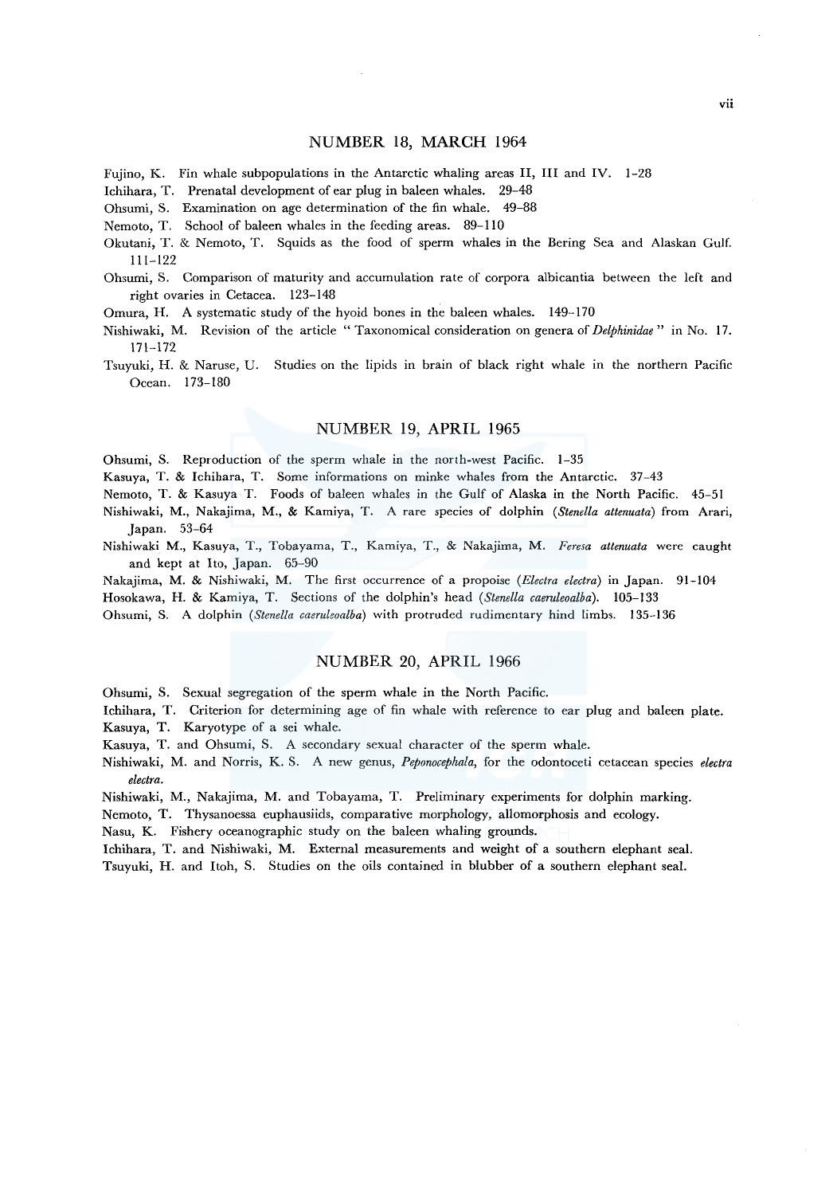## NUMBER 18, MARCH 1964

Fujino, K. Fin whale subpopulations in the Antarctic whaling areas II, III and IV. 1–28

Ichihara, T. Prenatal development of ear plug in baleen whales. 29–48

Ohsumi, S. Examination on age determination of the fin whale. 49–88

Nemoto, T. School of baleen whales in the feeding areas. 89–110

Okutani, T. & Nemoto, T. Squids as the food of sperm whales in the Bering Sea and Alaskan Gulf. 111–122

Ohsumi, S. Comparison of maturity and accumulation rate of corpora albicantia between the left and right ovaries in Cetacea. 123–148

Omura, H. A systematic study of the hyoid bones in the baleen whales. 149–170

Nishiwaki, M. Revision of the article " Taxonomical consideration on genera of *Delphinidae* " in No. 17. 171–172

Tsuyuki, H. & Naruse, U. Studies on the lipids in brain of black right whale in the northern Pacific Ocean. 173–180

## NUMBER 19, APRIL 1965

Ohsumi, S. Reproduction of the sperm whale in the north-west Pacific. 1–35

Kasuya, T. & Ichihara, T. Some informations on minke whales from the Antarctic. 37–43

Nemoto, T. & Kasuya T. Foods of baleen whales in the Gulf of Alaska in the North Pacific. 45–51

Nishiwaki, M., Nakajima, M., & Kamiya, T. A rare species of dolphin (*Stenella attenuata*) from Arari, Japan. 53–64

Nishiwaki M., Kasuya, T., Tobayama, T., Kamiya, T., & Nakajima, M. *Feresa attenuata* were caught and kept at Ito, Japan. 65–90

Nakajima, M. & Nishiwaki, M. The first occurrence of a propoise (*Electra electra*) in Japan. 91–104

Hosokawa, H. & Kamiya, T. Sections of the dolphin's head (*Stenella caeruleoalba*). 105–133

Ohsumi, S. A dolphin (*Stenella caeruleoalba*) with protruded rudimentary hind limbs. 135–136

## NUMBER 20, APRIL 1966

Ohsumi, S. Sexual segregation of the sperm whale in the North Pacific.

Ichihara, T. Criterion for determining age of fin whale with reference to ear plug and baleen plate.

Kasuya, T. Karyotype of a sei whale.

Kasuya, T. and Ohsumi, S. A secondary sexual character of the sperm whale.

Nishiwaki, M. and Norris, K. S. A new genus, *Peponocephala*, for the odontoceti cetacean species *electra electra*.

Nishiwaki, M., Nakajima, M. and Tobayama, T. Preliminary experiments for dolphin marking.

Nemoto, T. Thysanoessa euphausiids, comparative morphology, allomorphosis and ecology.

Nasu, K. Fishery oceanographic study on the baleen whaling grounds.

Ichihara, T. and Nishiwaki, M. External measurements and weight of a southern elephant seal.

Tsuyuki, H. and Itoh, S. Studies on the oils contained in blubber of a southern elephant seal.